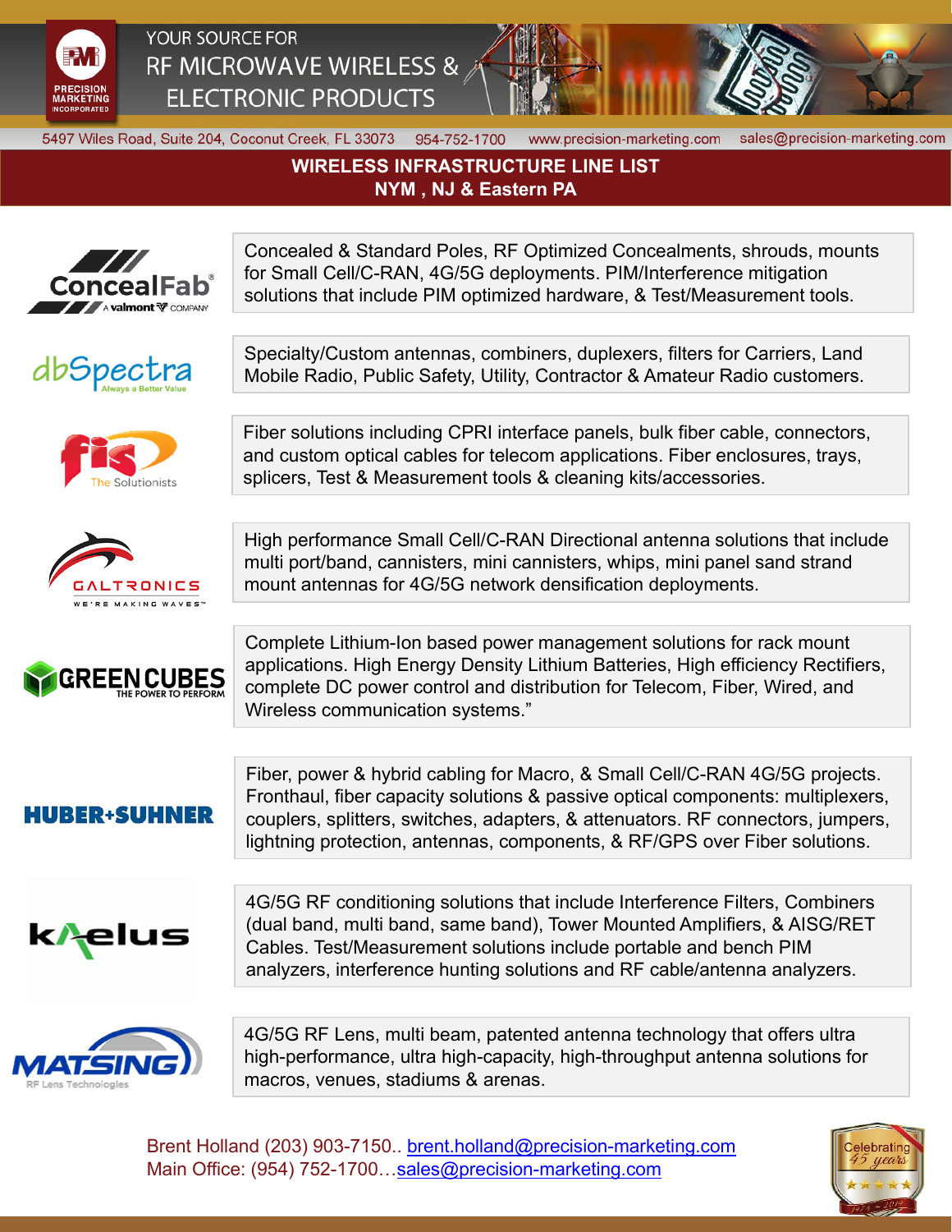PRECISION MARKETING INCORPORATED

YOUR SOURCE FOR
RF MICROWAVE WIRELESS &
ELECTRONIC PRODUCTS

5497 Wiles Road, Suite 204, Coconut Creek, FL 33073 954-752-1700 www.precision-marketing.com sales@precision-marketing.com

## WIRELESS INFRASTRUCTURE LINE LIST
## NYM , NJ & Eastern PA

| Company | Products |
| --- | --- |
| ConcealFab® A valmont COMPANY | Concealed & Standard Poles, RF Optimized Concealments, shrouds, mounts for Small Cell/C-RAN, 4G/5G deployments. PIM/Interference mitigation solutions that include PIM optimized hardware, & Test/Measurement tools. |
| dbSpectra Always a Better Value | Specialty/Custom antennas, combiners, duplexers, filters for Carriers, Land Mobile Radio, Public Safety, Utility, Contractor & Amateur Radio customers. |
| fis The Solutionists | Fiber solutions including CPRI interface panels, bulk fiber cable, connectors, and custom optical cables for telecom applications. Fiber enclosures, trays, splicers, Test & Measurement tools & cleaning kits/accessories. |
| GALTRONICS WE'RE MAKING WAVES™ | High performance Small Cell/C-RAN Directional antenna solutions that include multi port/band, cannisters, mini cannisters, whips, mini panel sand strand mount antennas for 4G/5G network densification deployments. |
| GREEN CUBES THE POWER TO PERFORM | Complete Lithium-Ion based power management solutions for rack mount applications. High Energy Density Lithium Batteries, High efficiency Rectifiers, complete DC power control and distribution for Telecom, Fiber, Wired, and Wireless communication systems." |
| HUBER+SUHNER | Fiber, power & hybrid cabling for Macro, & Small Cell/C-RAN 4G/5G projects. Fronthaul, fiber capacity solutions & passive optical components: multiplexers, couplers, splitters, switches, adapters, & attenuators. RF connectors, jumpers, lightning protection, antennas, components, & RF/GPS over Fiber solutions. |
| kaelus | 4G/5G RF conditioning solutions that include Interference Filters, Combiners (dual band, multi band, same band), Tower Mounted Amplifiers, & AISG/RET Cables. Test/Measurement solutions include portable and bench PIM analyzers, interference hunting solutions and RF cable/antenna analyzers. |
| MATSING RF Lens Technologies | 4G/5G RF Lens, multi beam, patented antenna technology that offers ultra high-performance, ultra high-capacity, high-throughput antenna solutions for macros, venues, stadiums & arenas. |

Brent Holland (203) 903-7150.. brent.holland@precision-marketing.com
Main Office: (954) 752-1700…sales@precision-marketing.com

Celebrating 45 years 1974 – 2019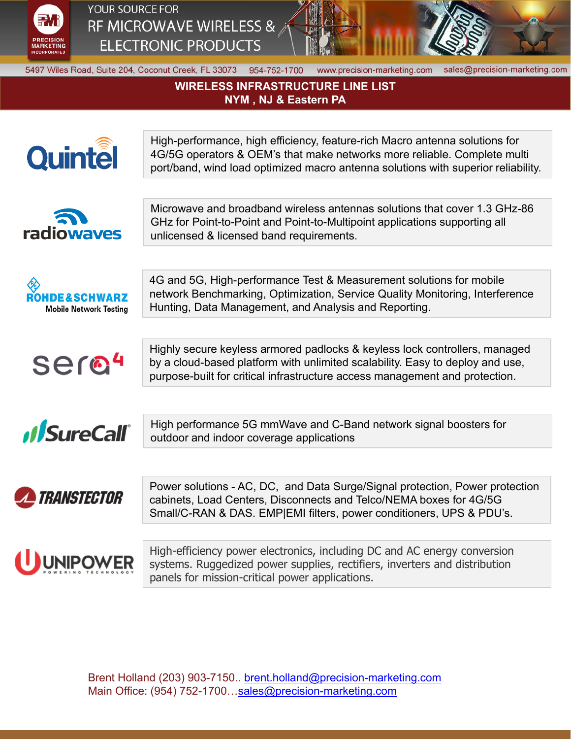YOUR SOURCE FOR RF MICROWAVE WIRELESS & ELECTRONIC PRODUCTS

PRECISION MARKETING INCORPORATED

5497 Wiles Road, Suite 204, Coconut Creek, FL 33073 954-752-1700 www.precision-marketing.com sales@precision-marketing.com

# WIRELESS INFRASTRUCTURE LINE LIST
## NYM , NJ & Eastern PA

| | |
|---|---|
| Quintel | High-performance, high efficiency, feature-rich Macro antenna solutions for 4G/5G operators & OEM's that make networks more reliable. Complete multi port/band, wind load optimized macro antenna solutions with superior reliability. |
| radiowaves | Microwave and broadband wireless antennas solutions that cover 1.3 GHz-86 GHz for Point-to-Point and Point-to-Multipoint applications supporting all unlicensed & licensed band requirements. |
| ROHDE&SCHWARZ Mobile Network Testing | 4G and 5G, High-performance Test & Measurement solutions for mobile network Benchmarking, Optimization, Service Quality Monitoring, Interference Hunting, Data Management, and Analysis and Reporting. |
| sera4 | Highly secure keyless armored padlocks & keyless lock controllers, managed by a cloud-based platform with unlimited scalability. Easy to deploy and use, purpose-built for critical infrastructure access management and protection. |
| SureCall | High performance 5G mmWave and C-Band network signal boosters for outdoor and indoor coverage applications |
| TRANSTECTOR | Power solutions - AC, DC, and Data Surge/Signal protection, Power protection cabinets, Load Centers, Disconnects and Telco/NEMA boxes for 4G/5G Small/C-RAN & DAS. EMP\|EMI filters, power conditioners, UPS & PDU's. |
| UNIPOWER POWERING TECHNOLOGY | High-efficiency power electronics, including DC and AC energy conversion systems. Ruggedized power supplies, rectifiers, inverters and distribution panels for mission-critical power applications. |

Brent Holland (203) 903-7150.. brent.holland@precision-marketing.com
Main Office: (954) 752-1700…sales@precision-marketing.com